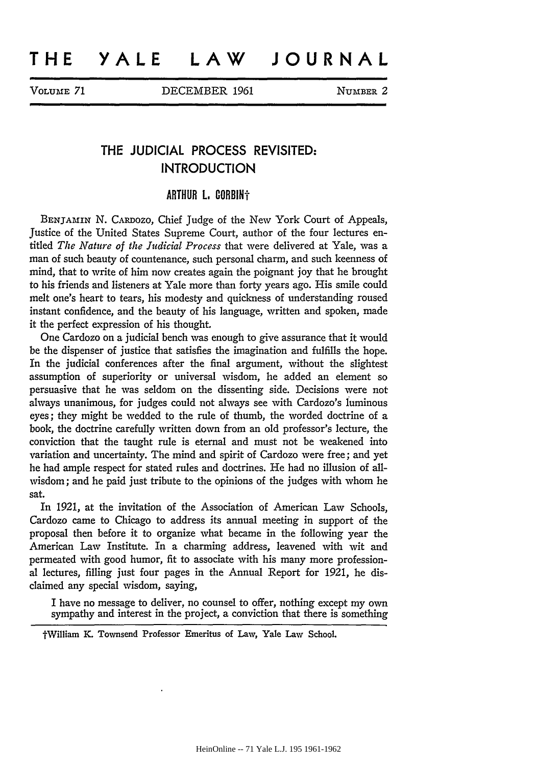# THE YALE LAW JOURNAL

VOLUME 71 DECEMBER 1961 NUMBER 2

## THE JUDICIAL PROCESS REVISITED: INTRODUCTION

### ARTHUR L. CORBIN†

BENJAMIN N. CARDOZO, Chief Judge of the New York Court of Appeals, Justice of the United States Supreme Court, author of the four lectures entitled *The Nature of the Judicial Process* that were delivered at Yale, was a man of such beauty of countenance, such personal charm, and such keenness of mind, that to write of him now creates again the poignant joy that he brought to his friends and listeners at Yale more than forty years ago. His smile could melt one's heart to tears, his modesty and quickness of understanding roused instant confidence, and the beauty of his language, written and spoken, made it the perfect expression of his thought.

One Cardozo on a judicial bench was enough to give assurance that it would be the dispenser of justice that satisfies the imagination and fulfills the hope. In the judicial conferences after the final argument, without the slightest assumption of superiority or universal wisdom, he added an element so persuasive that he was seldom on the dissenting side. Decisions were not always unanimous, for judges could not always see with Cardozo's luminous eyes; they might be wedded to the rule of thumb, the worded doctrine of a book, the doctrine carefully written down from an old professor's lecture, the conviction that the taught rule is eternal and must not be weakened into variation and uncertainty. The mind and spirit of Cardozo were free; and yet he had ample respect for stated rules and doctrines. He had no illusion of all-wisdom; and he paid just tribute to the opinions of the judges with whom he sat.

In 1921, at the invitation of the Association of American Law Schools, Cardozo came to Chicago to address its annual meeting in support of the proposal then before it to organize what became in the following year the American Law Institute. In a charming address, leavened with wit and permeated with good humor, fit to associate with his many more professional lectures, filling just four pages in the Annual Report for 1921, he disclaimed any special wisdom, saying,

> I have no message to deliver, no counsel to offer, nothing except my own sympathy and interest in the project, a conviction that there is something

†William K. Townsend Professor Emeritus of Law, Yale Law School.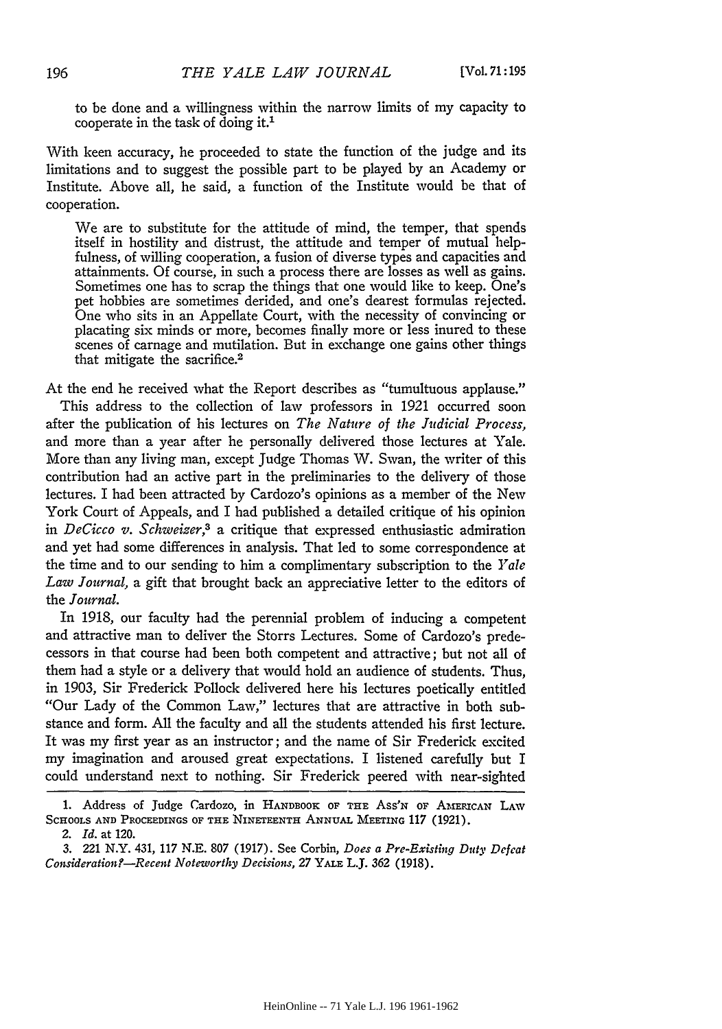to be done and a willingness within the narrow limits of my capacity to cooperate in the task of doing it.[1]

With keen accuracy, he proceeded to state the function of the judge and its limitations and to suggest the possible part to be played by an Academy or Institute. Above all, he said, a function of the Institute would be that of cooperation.

> We are to substitute for the attitude of mind, the temper, that spends itself in hostility and distrust, the attitude and temper of mutual helpfulness, of willing cooperation, a fusion of diverse types and capacities and attainments. Of course, in such a process there are losses as well as gains. Sometimes one has to scrap the things that one would like to keep. One's pet hobbies are sometimes derided, and one's dearest formulas rejected. One who sits in an Appellate Court, with the necessity of convincing or placating six minds or more, becomes finally more or less inured to these scenes of carnage and mutilation. But in exchange one gains other things that mitigate the sacrifice.[2]

At the end he received what the Report describes as "tumultuous applause."

This address to the collection of law professors in 1921 occurred soon after the publication of his lectures on *The Nature of the Judicial Process,* and more than a year after he personally delivered those lectures at Yale. More than any living man, except Judge Thomas W. Swan, the writer of this contribution had an active part in the preliminaries to the delivery of those lectures. I had been attracted by Cardozo's opinions as a member of the New York Court of Appeals, and I had published a detailed critique of his opinion in *DeCicco v. Schweizer,*[3] a critique that expressed enthusiastic admiration and yet had some differences in analysis. That led to some correspondence at the time and to our sending to him a complimentary subscription to the *Yale Law Journal,* a gift that brought back an appreciative letter to the editors of the *Journal.*

In 1918, our faculty had the perennial problem of inducing a competent and attractive man to deliver the Storrs Lectures. Some of Cardozo's predecessors in that course had been both competent and attractive; but not all of them had a style or a delivery that would hold an audience of students. Thus, in 1903, Sir Frederick Pollock delivered here his lectures poetically entitled "Our Lady of the Common Law," lectures that are attractive in both substance and form. All the faculty and all the students attended his first lecture. It was my first year as an instructor; and the name of Sir Frederick excited my imagination and aroused great expectations. I listened carefully but I could understand next to nothing. Sir Frederick peered with near-sighted

---

1. Address of Judge Cardozo, in HANDBOOK OF THE ASS'N OF AMERICAN LAW SCHOOLS AND PROCEEDINGS OF THE NINETEENTH ANNUAL MEETING 117 (1921).

2. *Id.* at 120.

3. 221 N.Y. 431, 117 N.E. 807 (1917). See Corbin, *Does a Pre-Existing Duty Defeat Consideration?—Recent Noteworthy Decisions,* 27 YALE L.J. 362 (1918).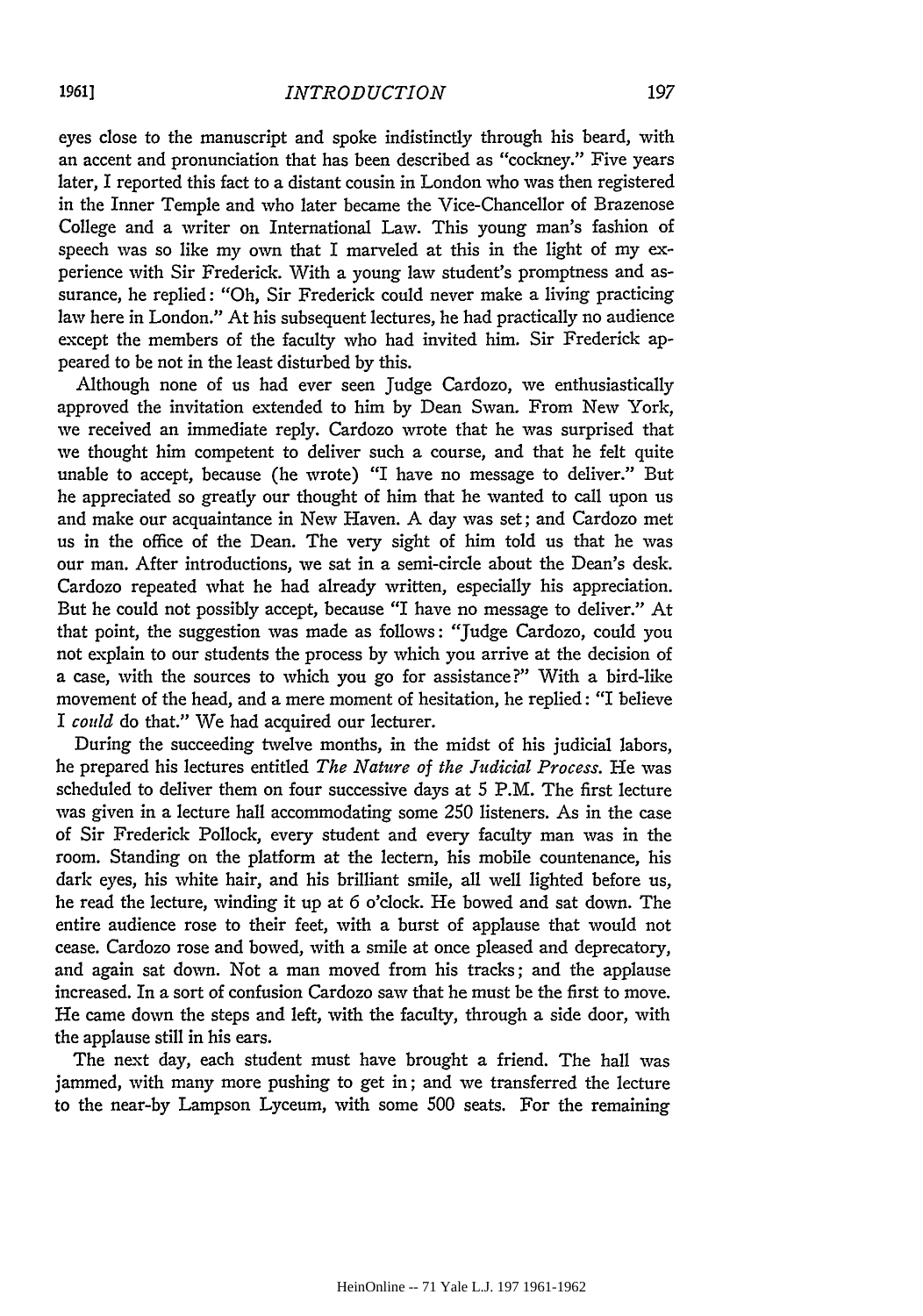eyes close to the manuscript and spoke indistinctly through his beard, with an accent and pronunciation that has been described as "cockney." Five years later, I reported this fact to a distant cousin in London who was then registered in the Inner Temple and who later became the Vice-Chancellor of Brazenose College and a writer on International Law. This young man's fashion of speech was so like my own that I marveled at this in the light of my experience with Sir Frederick. With a young law student's promptness and assurance, he replied: "Oh, Sir Frederick could never make a living practicing law here in London." At his subsequent lectures, he had practically no audience except the members of the faculty who had invited him. Sir Frederick appeared to be not in the least disturbed by this.

Although none of us had ever seen Judge Cardozo, we enthusiastically approved the invitation extended to him by Dean Swan. From New York, we received an immediate reply. Cardozo wrote that he was surprised that we thought him competent to deliver such a course, and that he felt quite unable to accept, because (he wrote) "I have no message to deliver." But he appreciated so greatly our thought of him that he wanted to call upon us and make our acquaintance in New Haven. A day was set; and Cardozo met us in the office of the Dean. The very sight of him told us that he was our man. After introductions, we sat in a semi-circle about the Dean's desk. Cardozo repeated what he had already written, especially his appreciation. But he could not possibly accept, because "I have no message to deliver." At that point, the suggestion was made as follows: "Judge Cardozo, could you not explain to our students the process by which you arrive at the decision of a case, with the sources to which you go for assistance?" With a bird-like movement of the head, and a mere moment of hesitation, he replied: "I believe I *could* do that." We had acquired our lecturer.

During the succeeding twelve months, in the midst of his judicial labors, he prepared his lectures entitled *The Nature of the Judicial Process*. He was scheduled to deliver them on four successive days at 5 P.M. The first lecture was given in a lecture hall accommodating some 250 listeners. As in the case of Sir Frederick Pollock, every student and every faculty man was in the room. Standing on the platform at the lectern, his mobile countenance, his dark eyes, his white hair, and his brilliant smile, all well lighted before us, he read the lecture, winding it up at 6 o'clock. He bowed and sat down. The entire audience rose to their feet, with a burst of applause that would not cease. Cardozo rose and bowed, with a smile at once pleased and deprecatory, and again sat down. Not a man moved from his tracks; and the applause increased. In a sort of confusion Cardozo saw that he must be the first to move. He came down the steps and left, with the faculty, through a side door, with the applause still in his ears.

The next day, each student must have brought a friend. The hall was jammed, with many more pushing to get in; and we transferred the lecture to the near-by Lampson Lyceum, with some 500 seats. For the remaining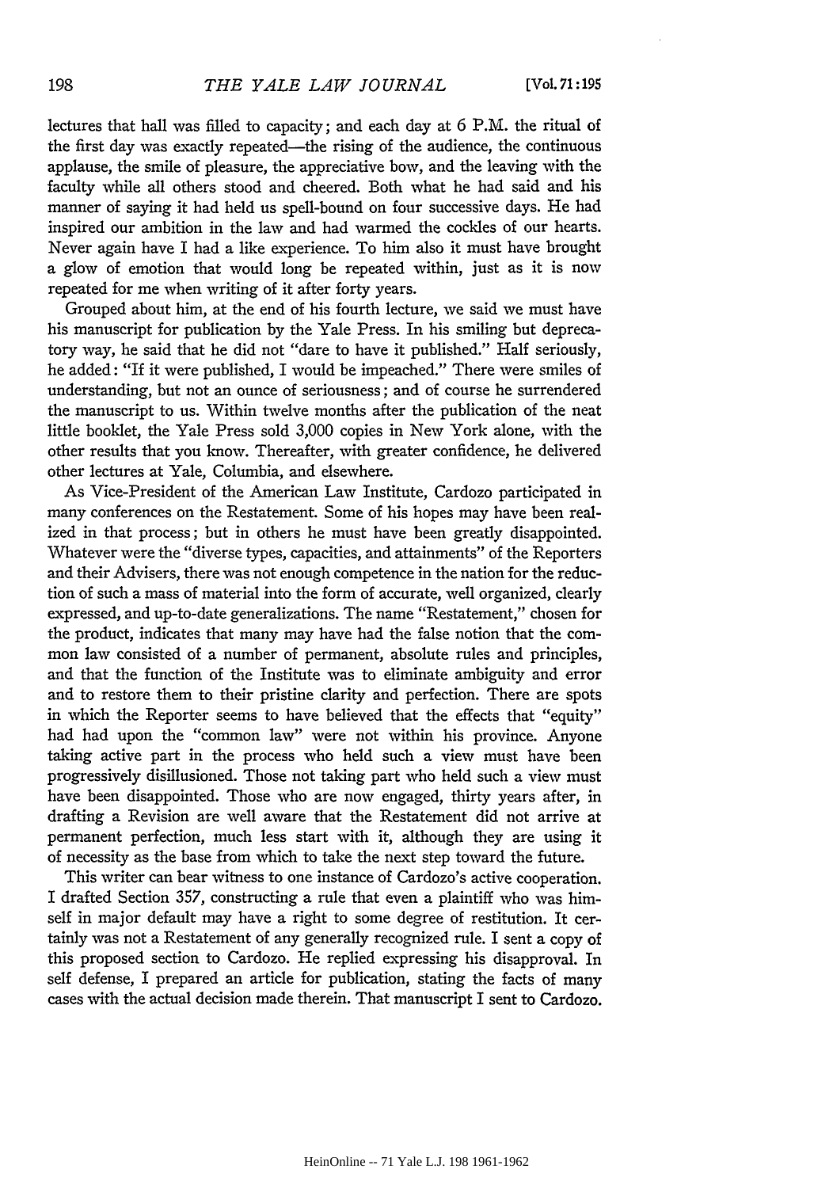lectures that hall was filled to capacity; and each day at 6 P.M. the ritual of the first day was exactly repeated—the rising of the audience, the continuous applause, the smile of pleasure, the appreciative bow, and the leaving with the faculty while all others stood and cheered. Both what he had said and his manner of saying it had held us spell-bound on four successive days. He had inspired our ambition in the law and had warmed the cockles of our hearts. Never again have I had a like experience. To him also it must have brought a glow of emotion that would long be repeated within, just as it is now repeated for me when writing of it after forty years.

Grouped about him, at the end of his fourth lecture, we said we must have his manuscript for publication by the Yale Press. In his smiling but deprecatory way, he said that he did not "dare to have it published." Half seriously, he added: "If it were published, I would be impeached." There were smiles of understanding, but not an ounce of seriousness; and of course he surrendered the manuscript to us. Within twelve months after the publication of the neat little booklet, the Yale Press sold 3,000 copies in New York alone, with the other results that you know. Thereafter, with greater confidence, he delivered other lectures at Yale, Columbia, and elsewhere.

As Vice-President of the American Law Institute, Cardozo participated in many conferences on the Restatement. Some of his hopes may have been realized in that process; but in others he must have been greatly disappointed. Whatever were the "diverse types, capacities, and attainments" of the Reporters and their Advisers, there was not enough competence in the nation for the reduction of such a mass of material into the form of accurate, well organized, clearly expressed, and up-to-date generalizations. The name "Restatement," chosen for the product, indicates that many may have had the false notion that the common law consisted of a number of permanent, absolute rules and principles, and that the function of the Institute was to eliminate ambiguity and error and to restore them to their pristine clarity and perfection. There are spots in which the Reporter seems to have believed that the effects that "equity" had had upon the "common law" were not within his province. Anyone taking active part in the process who held such a view must have been progressively disillusioned. Those not taking part who held such a view must have been disappointed. Those who are now engaged, thirty years after, in drafting a Revision are well aware that the Restatement did not arrive at permanent perfection, much less start with it, although they are using it of necessity as the base from which to take the next step toward the future.

This writer can bear witness to one instance of Cardozo's active cooperation. I drafted Section 357, constructing a rule that even a plaintiff who was himself in major default may have a right to some degree of restitution. It certainly was not a Restatement of any generally recognized rule. I sent a copy of this proposed section to Cardozo. He replied expressing his disapproval. In self defense, I prepared an article for publication, stating the facts of many cases with the actual decision made therein. That manuscript I sent to Cardozo.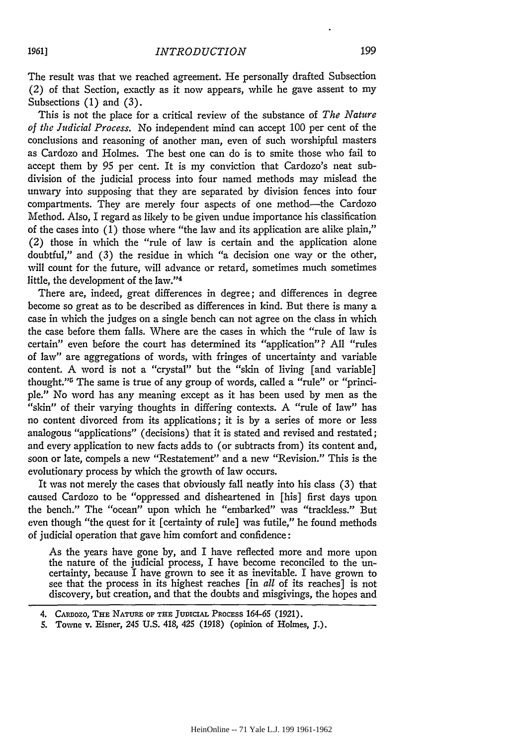The result was that we reached agreement. He personally drafted Subsection (2) of that Section, exactly as it now appears, while he gave assent to my Subsections (1) and (3).

This is not the place for a critical review of the substance of *The Nature of the Judicial Process.* No independent mind can accept 100 per cent of the conclusions and reasoning of another man, even of such worshipful masters as Cardozo and Holmes. The best one can do is to smite those who fail to accept them by 95 per cent. It is my conviction that Cardozo's neat subdivision of the judicial process into four named methods may mislead the unwary into supposing that they are separated by division fences into four compartments. They are merely four aspects of one method—the Cardozo Method. Also, I regard as likely to be given undue importance his classification of the cases into (1) those where "the law and its application are alike plain," (2) those in which the "rule of law is certain and the application alone doubtful," and (3) the residue in which "a decision one way or the other, will count for the future, will advance or retard, sometimes much sometimes little, the development of the law."[4]

There are, indeed, great differences in degree; and differences in degree become so great as to be described as differences in kind. But there is many a case in which the judges on a single bench can not agree on the class in which the case before them falls. Where are the cases in which the "rule of law is certain" even before the court has determined its "application"? All "rules of law" are aggregations of words, with fringes of uncertainty and variable content. A word is not a "crystal" but the "skin of living [and variable] thought."[5] The same is true of any group of words, called a "rule" or "principle." No word has any meaning except as it has been used by men as the "skin" of their varying thoughts in differing contexts. A "rule of law" has no content divorced from its applications; it is by a series of more or less analogous "applications" (decisions) that it is stated and revised and restated; and every application to new facts adds to (or subtracts from) its content and, soon or late, compels a new "Restatement" and a new "Revision." This is the evolutionary process by which the growth of law occurs.

It was not merely the cases that obviously fall neatly into his class (3) that caused Cardozo to be "oppressed and disheartened in [his] first days upon the bench." The "ocean" upon which he "embarked" was "trackless." But even though "the quest for it [certainty of rule] was futile," he found methods of judicial operation that gave him comfort and confidence:

> As the years have gone by, and I have reflected more and more upon the nature of the judicial process, I have become reconciled to the uncertainty, because I have grown to see it as inevitable. I have grown to see that the process in its highest reaches [in *all* of its reaches] is not discovery, but creation, and that the doubts and misgivings, the hopes and

---

4. CARDOZO, THE NATURE OF THE JUDICIAL PROCESS 164-65 (1921).

5. Towne v. Eisner, 245 U.S. 418, 425 (1918) (opinion of Holmes, J.).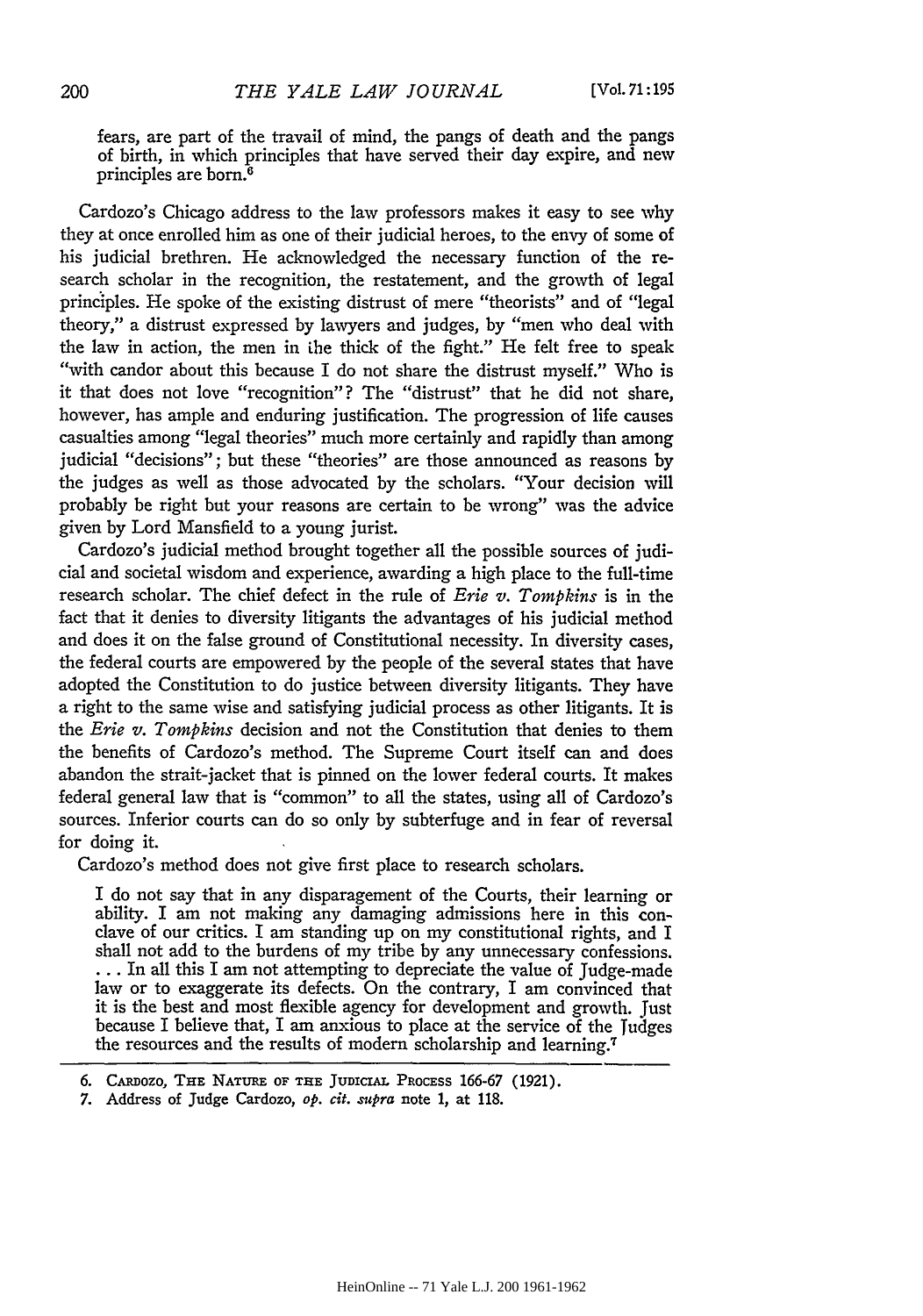fears, are part of the travail of mind, the pangs of death and the pangs of birth, in which principles that have served their day expire, and new principles are born.[6]

Cardozo's Chicago address to the law professors makes it easy to see why they at once enrolled him as one of their judicial heroes, to the envy of some of his judicial brethren. He acknowledged the necessary function of the research scholar in the recognition, the restatement, and the growth of legal principles. He spoke of the existing distrust of mere "theorists" and of "legal theory," a distrust expressed by lawyers and judges, by "men who deal with the law in action, the men in the thick of the fight." He felt free to speak "with candor about this because I do not share the distrust myself." Who is it that does not love "recognition"? The "distrust" that he did not share, however, has ample and enduring justification. The progression of life causes casualties among "legal theories" much more certainly and rapidly than among judicial "decisions"; but these "theories" are those announced as reasons by the judges as well as those advocated by the scholars. "Your decision will probably be right but your reasons are certain to be wrong" was the advice given by Lord Mansfield to a young jurist.

Cardozo's judicial method brought together all the possible sources of judicial and societal wisdom and experience, awarding a high place to the full-time research scholar. The chief defect in the rule of *Erie v. Tompkins* is in the fact that it denies to diversity litigants the advantages of his judicial method and does it on the false ground of Constitutional necessity. In diversity cases, the federal courts are empowered by the people of the several states that have adopted the Constitution to do justice between diversity litigants. They have a right to the same wise and satisfying judicial process as other litigants. It is the *Erie v. Tompkins* decision and not the Constitution that denies to them the benefits of Cardozo's method. The Supreme Court itself can and does abandon the strait-jacket that is pinned on the lower federal courts. It makes federal general law that is "common" to all the states, using all of Cardozo's sources. Inferior courts can do so only by subterfuge and in fear of reversal for doing it.

Cardozo's method does not give first place to research scholars.

> I do not say that in any disparagement of the Courts, their learning or ability. I am not making any damaging admissions here in this conclave of our critics. I am standing up on my constitutional rights, and I shall not add to the burdens of my tribe by any unnecessary confessions. . . . In all this I am not attempting to depreciate the value of Judge-made law or to exaggerate its defects. On the contrary, I am convinced that it is the best and most flexible agency for development and growth. Just because I believe that, I am anxious to place at the service of the Judges the resources and the results of modern scholarship and learning.[7]

---

6. Cardozo, The Nature of the Judicial Process 166-67 (1921).

7. Address of Judge Cardozo, *op. cit. supra* note 1, at 118.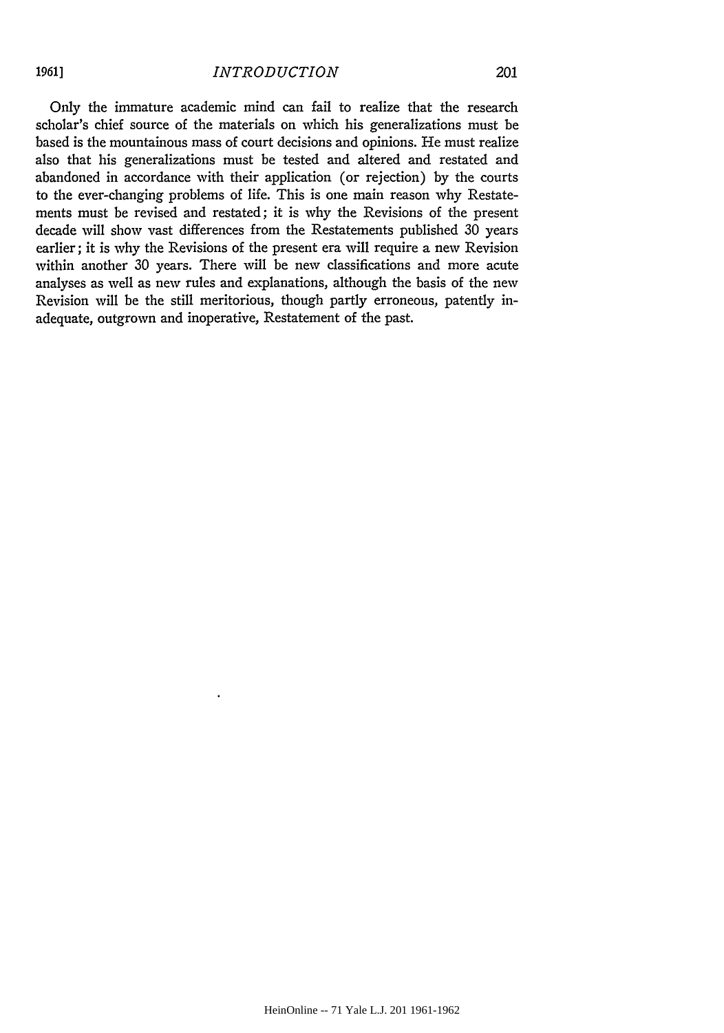Only the immature academic mind can fail to realize that the research scholar's chief source of the materials on which his generalizations must be based is the mountainous mass of court decisions and opinions. He must realize also that his generalizations must be tested and altered and restated and abandoned in accordance with their application (or rejection) by the courts to the ever-changing problems of life. This is one main reason why Restatements must be revised and restated; it is why the Revisions of the present decade will show vast differences from the Restatements published 30 years earlier; it is why the Revisions of the present era will require a new Revision within another 30 years. There will be new classifications and more acute analyses as well as new rules and explanations, although the basis of the new Revision will be the still meritorious, though partly erroneous, patently inadequate, outgrown and inoperative, Restatement of the past.